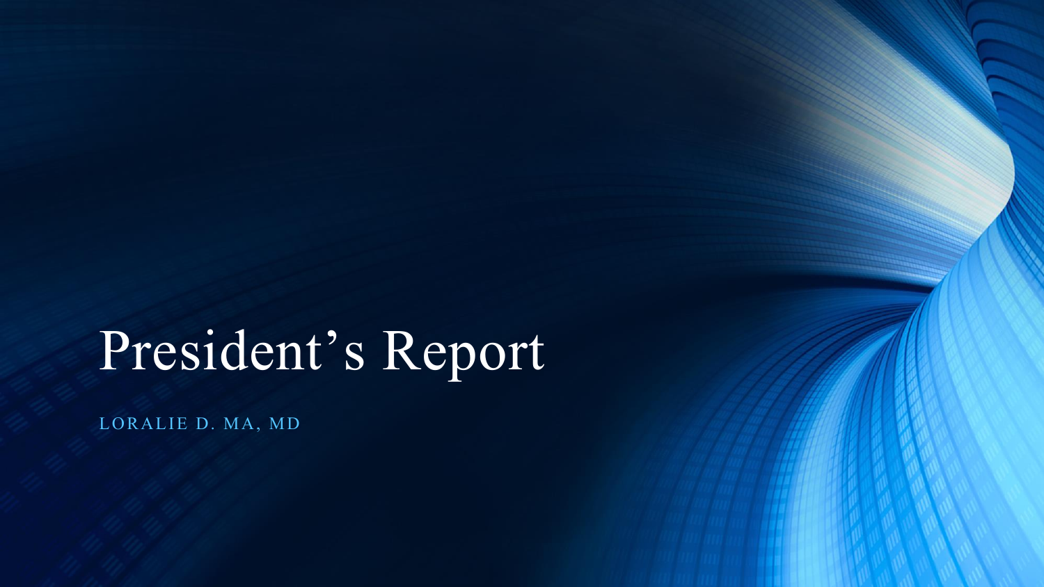# President's Report

LORALIE D. MA, MD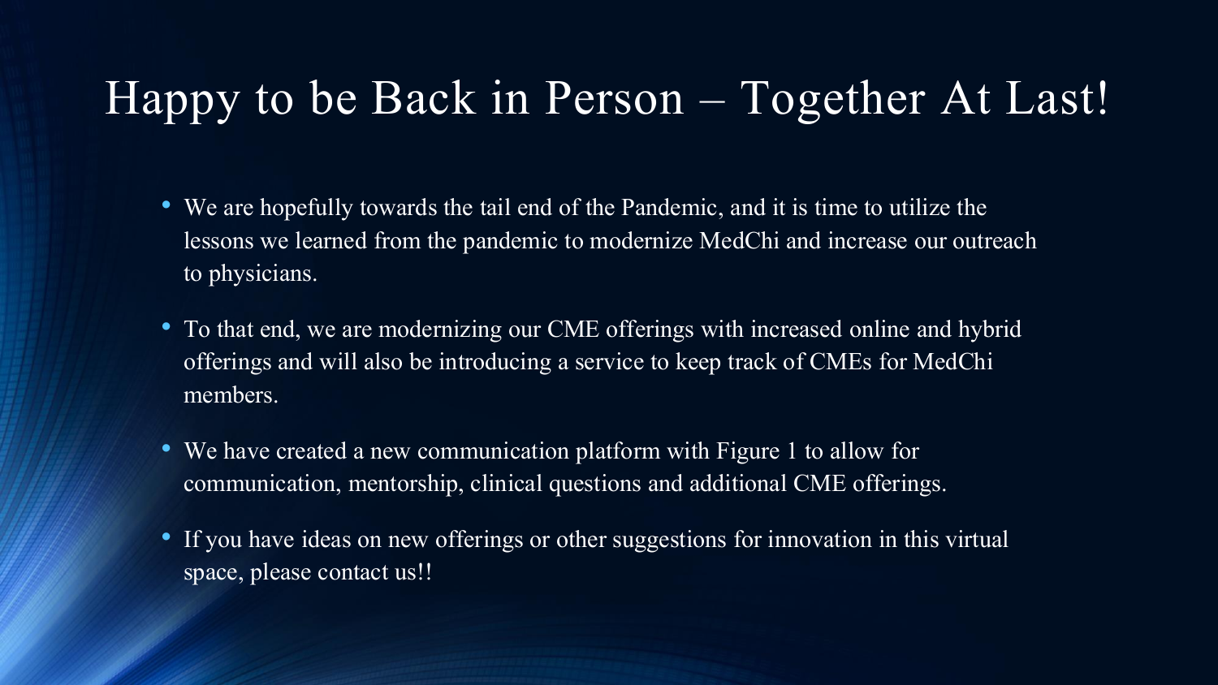# Happy to be Back in Person – Together At Last!

- We are hopefully towards the tail end of the Pandemic, and it is time to utilize the lessons we learned from the pandemic to modernize MedChi and increase our outreach to physicians.
- To that end, we are modernizing our CME offerings with increased online and hybrid offerings and will also be introducing a service to keep track of CMEs for MedChi members.
- We have created a new communication platform with Figure 1 to allow for communication, mentorship, clinical questions and additional CME offerings.
- If you have ideas on new offerings or other suggestions for innovation in this virtual space, please contact us!!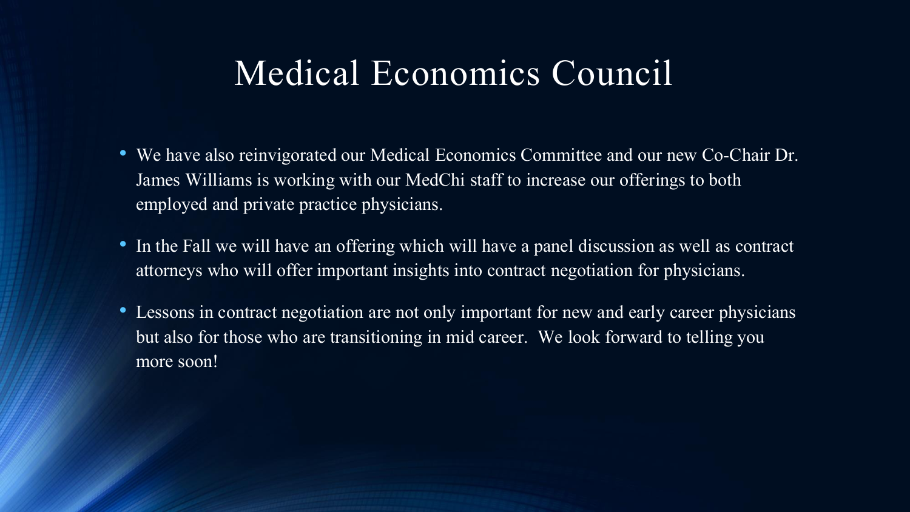# Medical Economics Council

- We have also reinvigorated our Medical Economics Committee and our new Co-Chair Dr. James Williams is working with our MedChi staff to increase our offerings to both employed and private practice physicians.
- In the Fall we will have an offering which will have a panel discussion as well as contract attorneys who will offer important insights into contract negotiation for physicians.
- Lessons in contract negotiation are not only important for new and early career physicians but also for those who are transitioning in mid career. We look forward to telling you more soon!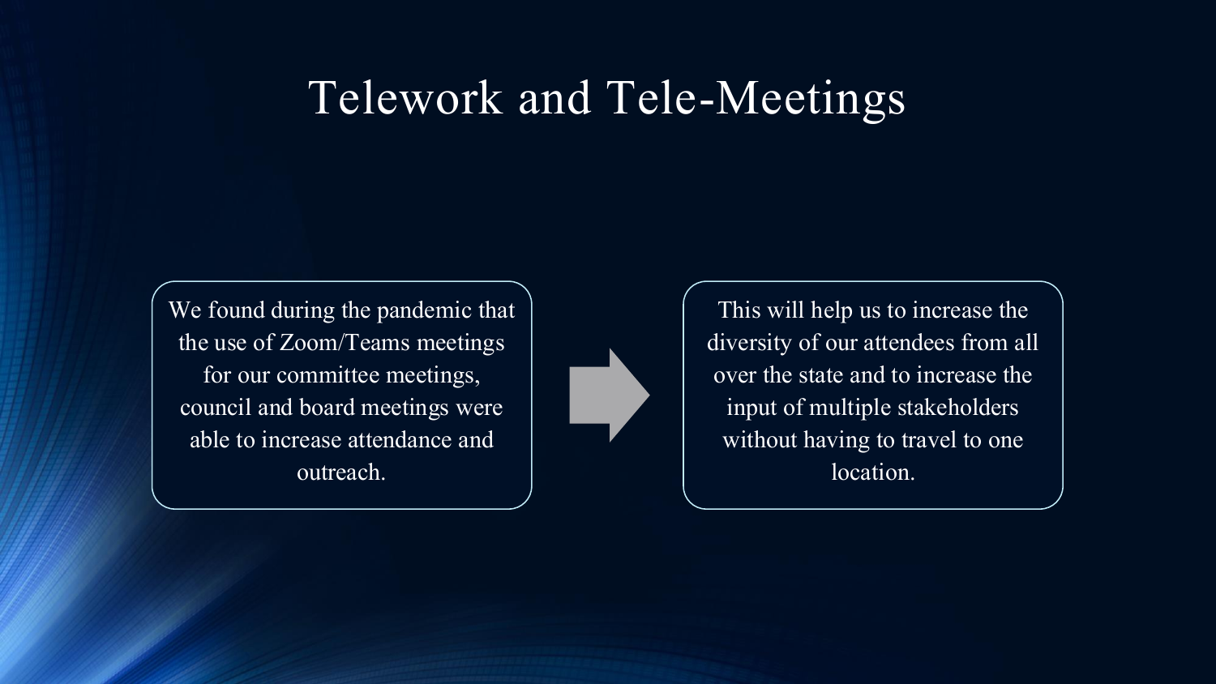# Telework and Tele-Meetings

We found during the pandemic that the use of Zoom/Teams meetings for our committee meetings, council and board meetings were able to increase attendance and outreach.

This will help us to increase the diversity of our attendees from all over the state and to increase the input of multiple stakeholders without having to travel to one location.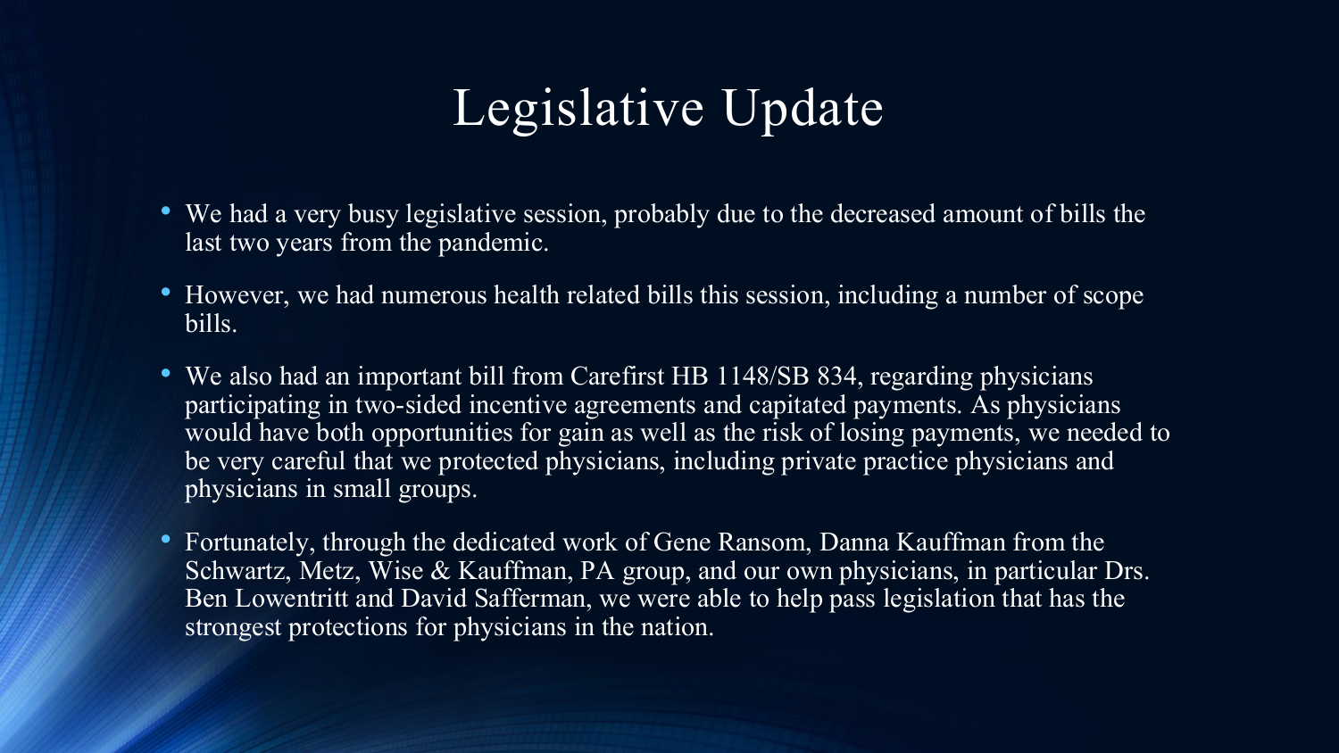# Legislative Update

- We had a very busy legislative session, probably due to the decreased amount of bills the last two years from the pandemic.
- However, we had numerous health related bills this session, including a number of scope bills.
- We also had an important bill from Carefirst HB 1148/SB 834, regarding physicians participating in two-sided incentive agreements and capitated payments. As physicians would have both opportunities for gain as well as the risk of losing payments, we needed to be very careful that we protected physicians, including private practice physicians and physicians in small groups.
- Fortunately, through the dedicated work of Gene Ransom, Danna Kauffman from the Schwartz, Metz, Wise & Kauffman, PA group, and our own physicians, in particular Drs. Ben Lowentritt and David Safferman, we were able to help pass legislation that has the strongest protections for physicians in the nation.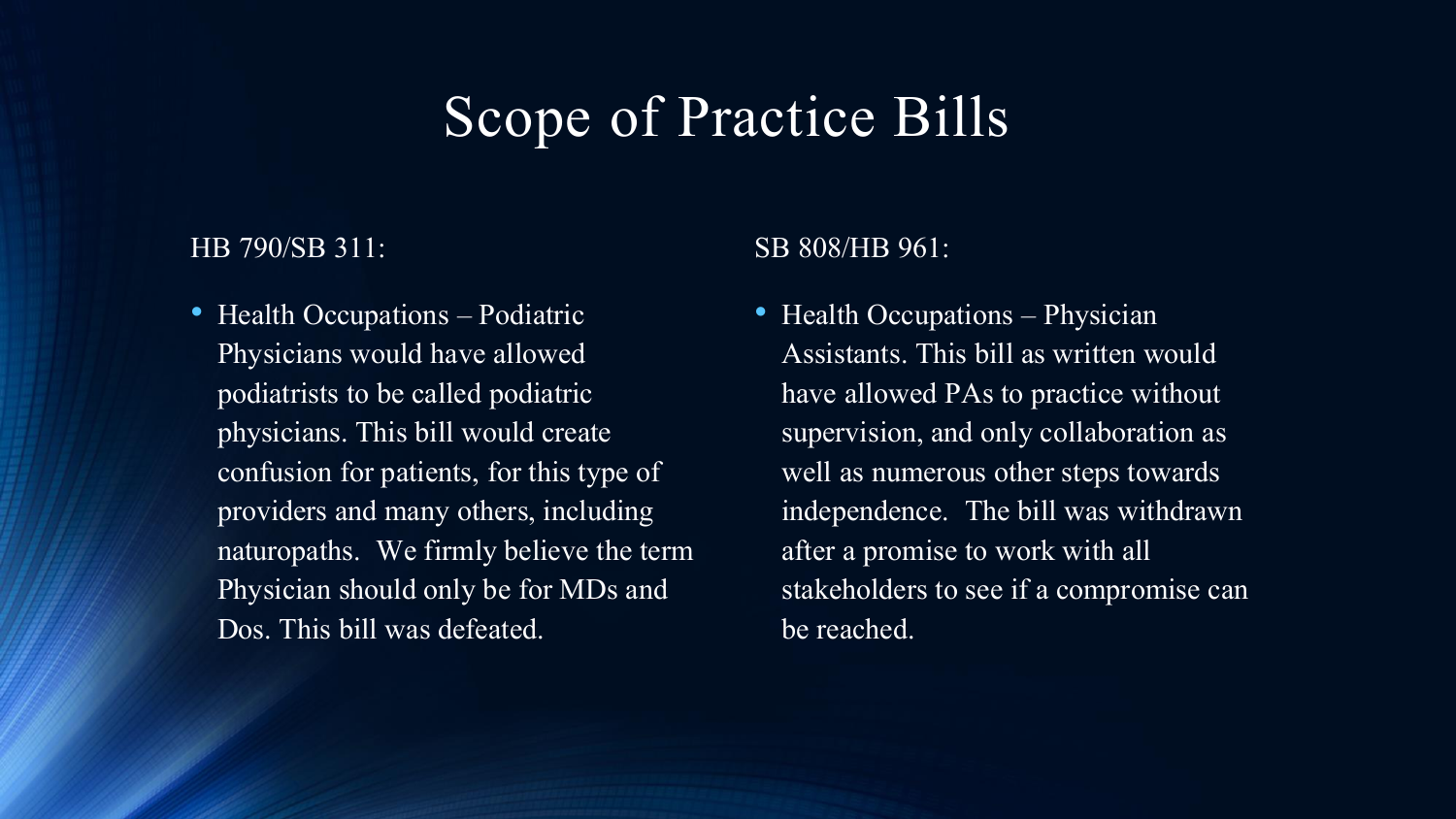# Scope of Practice Bills

HB 790/SB 311:

- Health Occupations – Podiatric Physicians would have allowed podiatrists to be called podiatric physicians. This bill would create confusion for patients, for this type of providers and many others, including naturopaths. We firmly believe the term Physician should only be for MDs and Dos. This bill was defeated.

SB 808/HB 961:

- Health Occupations – Physician Assistants. This bill as written would have allowed PAs to practice without supervision, and only collaboration as well as numerous other steps towards independence. The bill was withdrawn after a promise to work with all stakeholders to see if a compromise can be reached.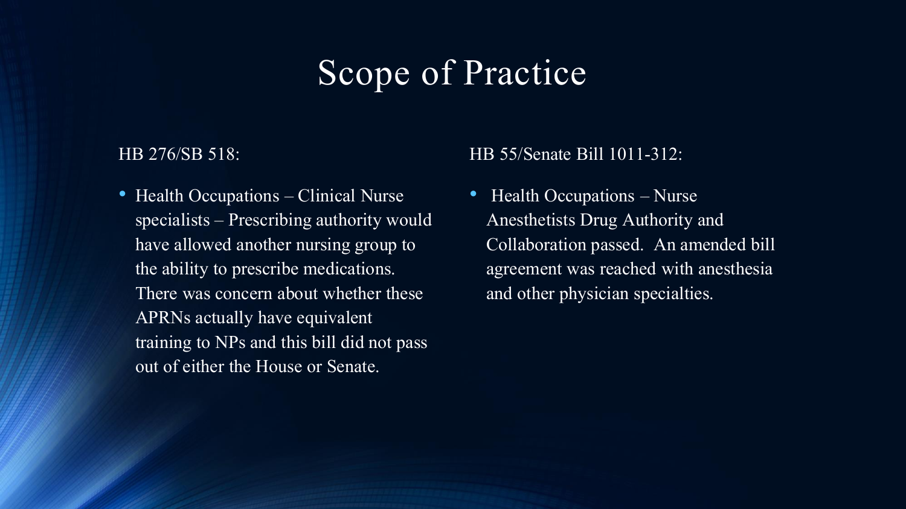# Scope of Practice

HB 276/SB 518:

- Health Occupations – Clinical Nurse specialists – Prescribing authority would have allowed another nursing group to the ability to prescribe medications. There was concern about whether these APRNs actually have equivalent training to NPs and this bill did not pass out of either the House or Senate.

HB 55/Senate Bill 1011-312:

- Health Occupations – Nurse Anesthetists Drug Authority and Collaboration passed. An amended bill agreement was reached with anesthesia and other physician specialties.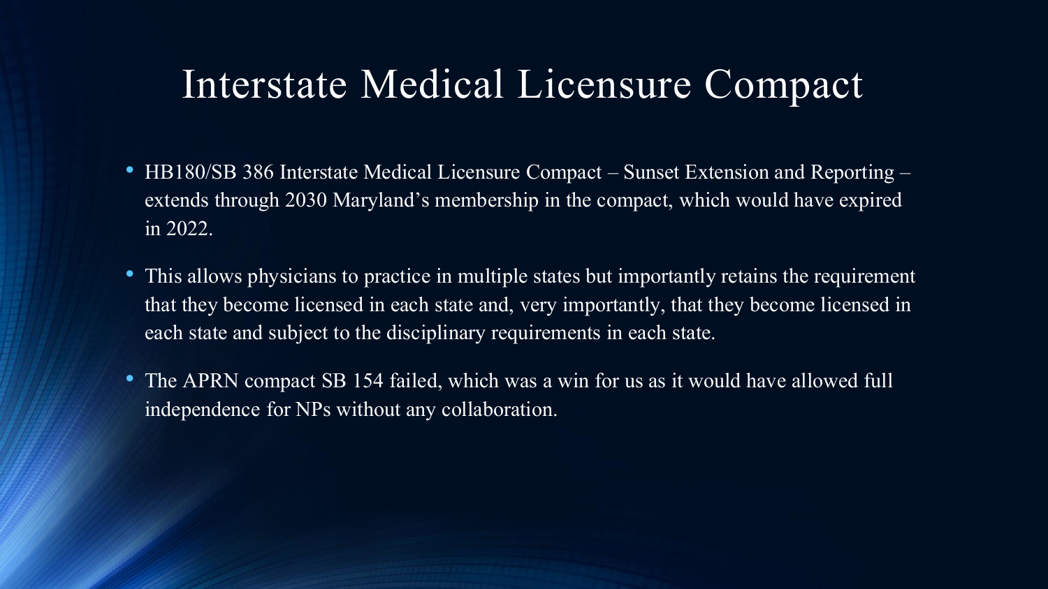# Interstate Medical Licensure Compact

- HB180/SB 386 Interstate Medical Licensure Compact – Sunset Extension and Reporting – extends through 2030 Maryland's membership in the compact, which would have expired in 2022.
- This allows physicians to practice in multiple states but importantly retains the requirement that they become licensed in each state and, very importantly, that they become licensed in each state and subject to the disciplinary requirements in each state.
- The APRN compact SB 154 failed, which was a win for us as it would have allowed full independence for NPs without any collaboration.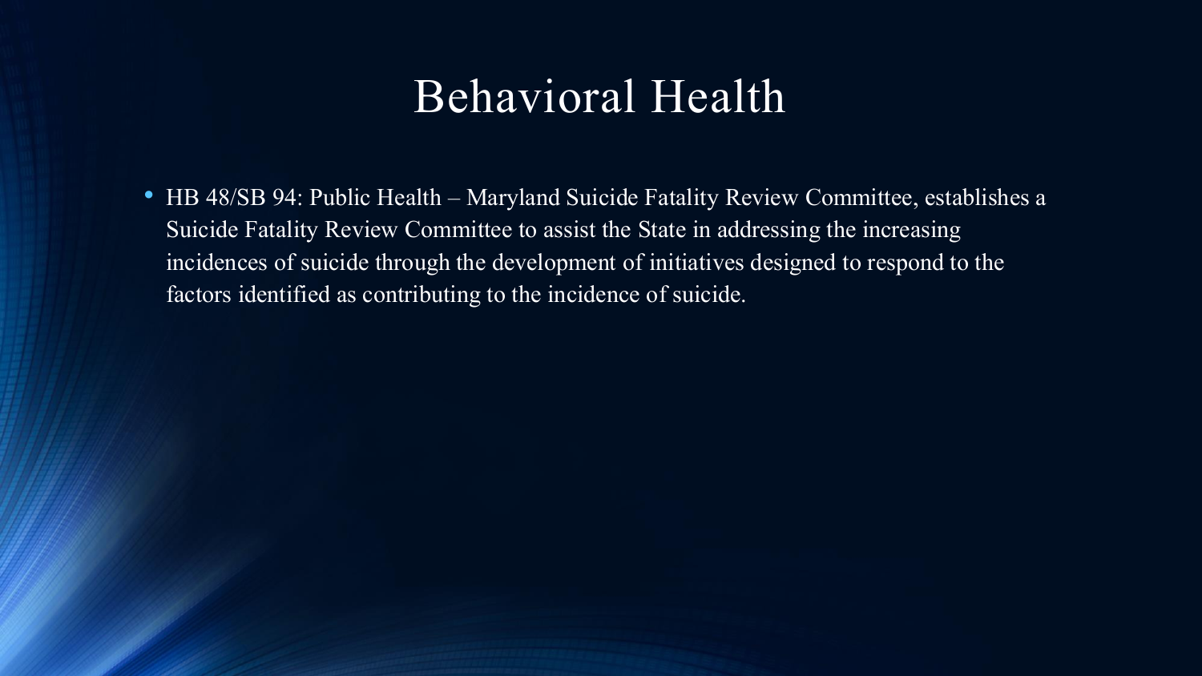# Behavioral Health

- HB 48/SB 94: Public Health – Maryland Suicide Fatality Review Committee, establishes a Suicide Fatality Review Committee to assist the State in addressing the increasing incidences of suicide through the development of initiatives designed to respond to the factors identified as contributing to the incidence of suicide.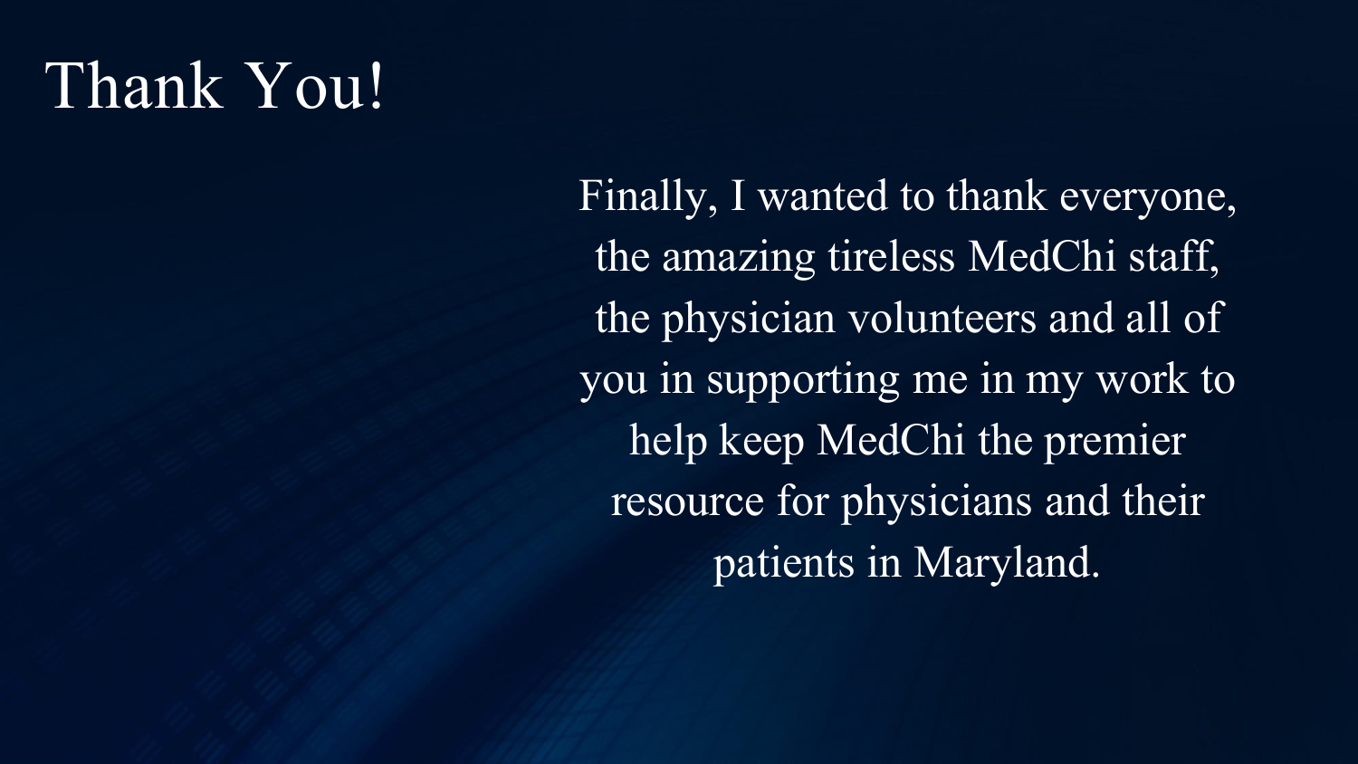# Thank You!

Finally, I wanted to thank everyone, the amazing tireless MedChi staff, the physician volunteers and all of you in supporting me in my work to help keep MedChi the premier resource for physicians and their patients in Maryland.